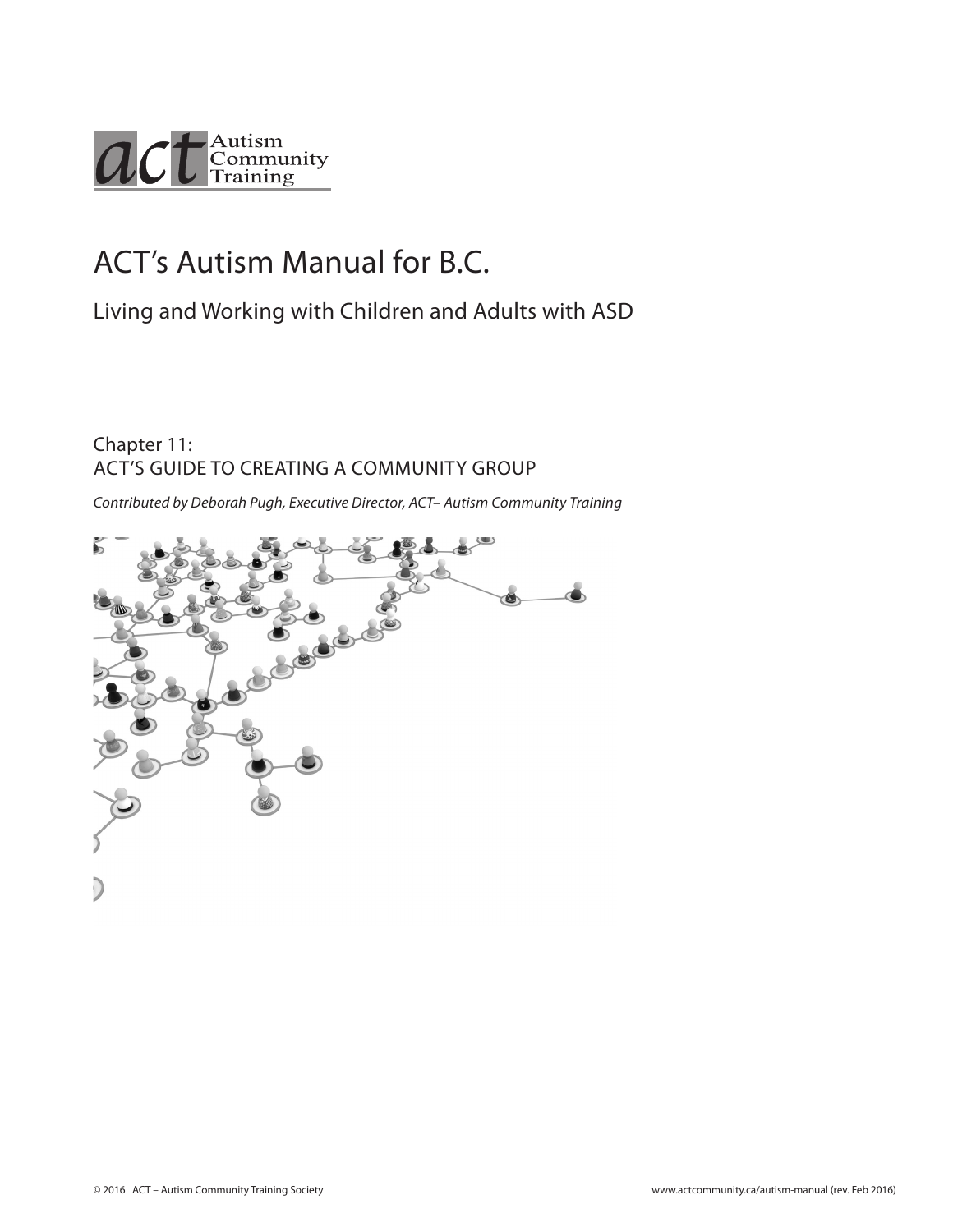act Autism Community Training

# ACT's Autism Manual for B.C.

## Living and Working with Children and Adults with ASD

### Chapter 11: ACT'S GUIDE TO CREATING A COMMUNITY GROUP

*Contributed by Deborah Pugh, Executive Director, ACT– Autism Community Training*

© 2016 ACT – Autism Community Training Society

www.actcommunity.ca/autism-manual (rev. Feb 2016)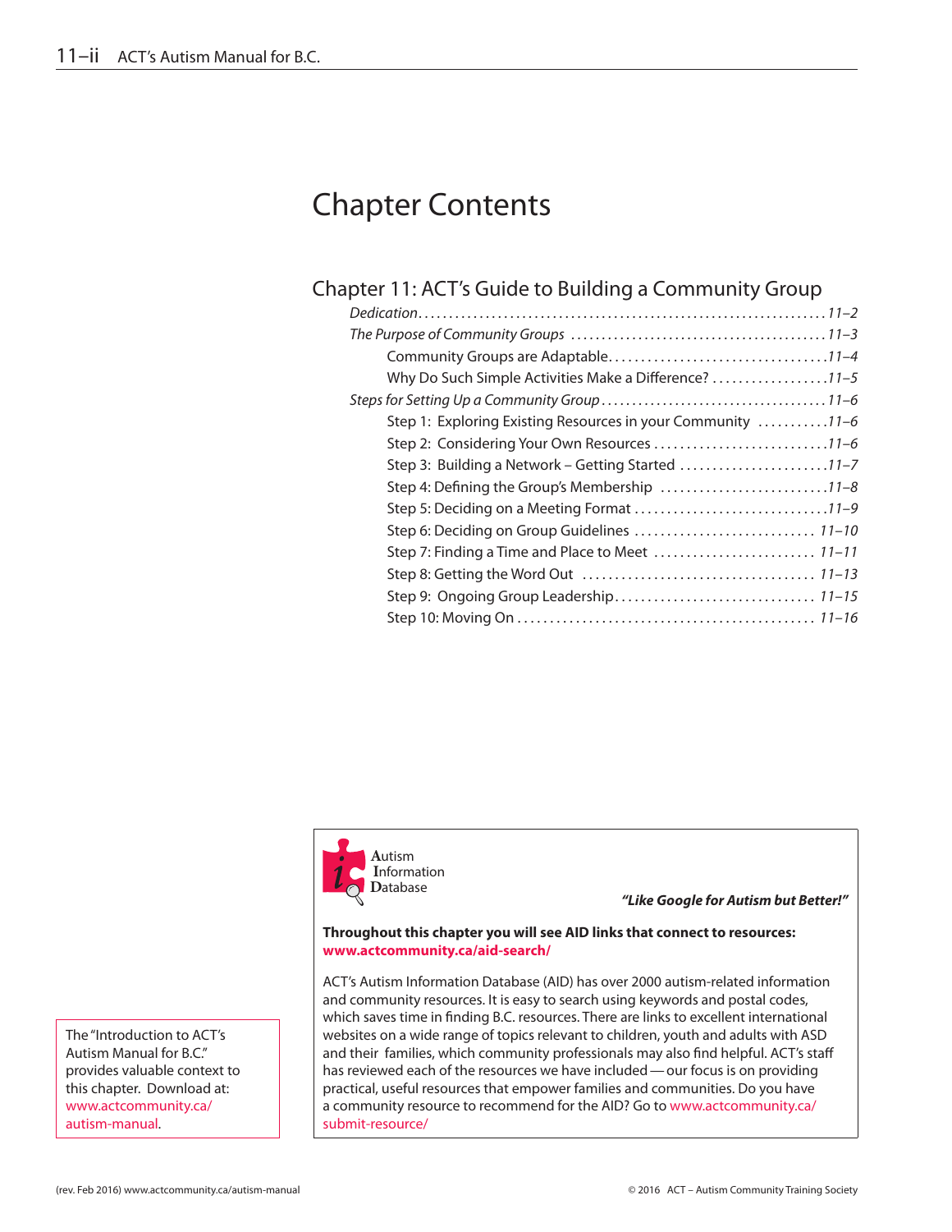# Chapter Contents

## Chapter 11: ACT's Guide to Building a Community Group

- *Dedication* ... *11–2*
- *The Purpose of Community Groups* ... *11–3*
  - Community Groups are Adaptable ... *11–4*
  - Why Do Such Simple Activities Make a Difference? ... *11–5*
- *Steps for Setting Up a Community Group* ... *11–6*
  - Step 1: Exploring Existing Resources in your Community ... *11–6*
  - Step 2: Considering Your Own Resources ... *11–6*
  - Step 3: Building a Network – Getting Started ... *11–7*
  - Step 4: Defining the Group's Membership ... *11–8*
  - Step 5: Deciding on a Meeting Format ... *11–9*
  - Step 6: Deciding on Group Guidelines ... *11–10*
  - Step 7: Finding a Time and Place to Meet ... *11–11*
  - Step 8: Getting the Word Out ... *11–13*
  - Step 9: Ongoing Group Leadership ... *11–15*
  - Step 10: Moving On ... *11–16*

---

Autism Information Database

***"Like Google for Autism but Better!"***

**Throughout this chapter you will see AID links that connect to resources: www.actcommunity.ca/aid-search/**

ACT's Autism Information Database (AID) has over 2000 autism-related information and community resources. It is easy to search using keywords and postal codes, which saves time in finding B.C. resources. There are links to excellent international websites on a wide range of topics relevant to children, youth and adults with ASD and their families, which community professionals may also find helpful. ACT's staff has reviewed each of the resources we have included — our focus is on providing practical, useful resources that empower families and communities. Do you have a community resource to recommend for the AID? Go to www.actcommunity.ca/submit-resource/

---

The "Introduction to ACT's Autism Manual for B.C." provides valuable context to this chapter. Download at: www.actcommunity.ca/autism-manual.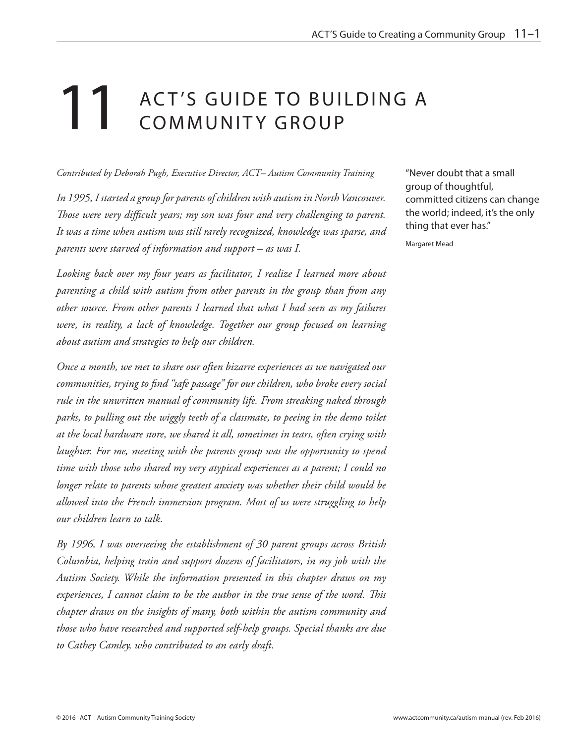# 11 ACT'S GUIDE TO BUILDING A COMMUNITY GROUP

*Contributed by Deborah Pugh, Executive Director, ACT– Autism Community Training*

> "Never doubt that a small group of thoughtful, committed citizens can change the world; indeed, it's the only thing that ever has."
>
> Margaret Mead

*In 1995, I started a group for parents of children with autism in North Vancouver. Those were very difficult years; my son was four and very challenging to parent. It was a time when autism was still rarely recognized, knowledge was sparse, and parents were starved of information and support – as was I.*

*Looking back over my four years as facilitator, I realize I learned more about parenting a child with autism from other parents in the group than from any other source. From other parents I learned that what I had seen as my failures were, in reality, a lack of knowledge. Together our group focused on learning about autism and strategies to help our children.*

*Once a month, we met to share our often bizarre experiences as we navigated our communities, trying to find "safe passage" for our children, who broke every social rule in the unwritten manual of community life. From streaking naked through parks, to pulling out the wiggly teeth of a classmate, to peeing in the demo toilet at the local hardware store, we shared it all, sometimes in tears, often crying with laughter. For me, meeting with the parents group was the opportunity to spend time with those who shared my very atypical experiences as a parent; I could no longer relate to parents whose greatest anxiety was whether their child would be allowed into the French immersion program. Most of us were struggling to help our children learn to talk.*

*By 1996, I was overseeing the establishment of 30 parent groups across British Columbia, helping train and support dozens of facilitators, in my job with the Autism Society. While the information presented in this chapter draws on my experiences, I cannot claim to be the author in the true sense of the word. This chapter draws on the insights of many, both within the autism community and those who have researched and supported self-help groups. Special thanks are due to Cathey Camley, who contributed to an early draft.*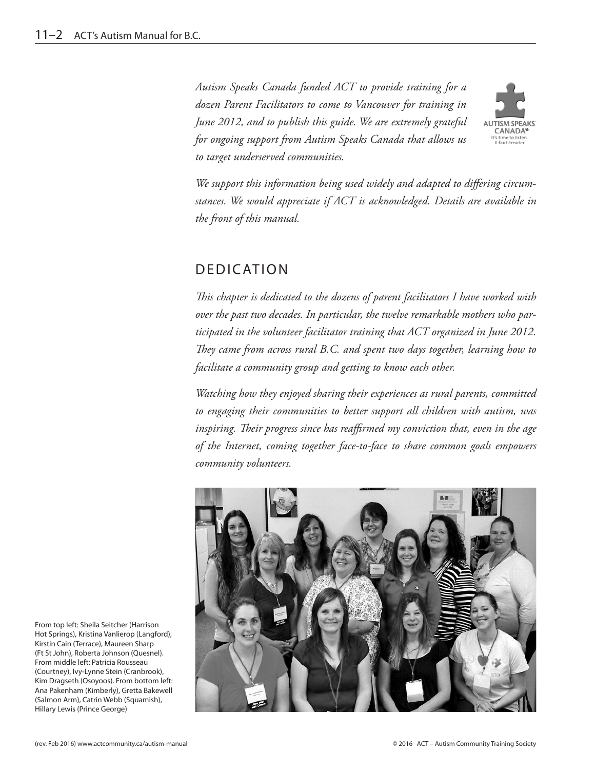*Autism Speaks Canada funded ACT to provide training for a dozen Parent Facilitators to come to Vancouver for training in June 2012, and to publish this guide. We are extremely grateful for ongoing support from Autism Speaks Canada that allows us to target underserved communities.*

*We support this information being used widely and adapted to differing circumstances. We would appreciate if ACT is acknowledged. Details are available in the front of this manual.*

## DEDICATION

*This chapter is dedicated to the dozens of parent facilitators I have worked with over the past two decades. In particular, the twelve remarkable mothers who participated in the volunteer facilitator training that ACT organized in June 2012. They came from across rural B.C. and spent two days together, learning how to facilitate a community group and getting to know each other.*

*Watching how they enjoyed sharing their experiences as rural parents, committed to engaging their communities to better support all children with autism, was inspiring. Their progress since has reaffirmed my conviction that, even in the age of the Internet, coming together face-to-face to share common goals empowers community volunteers.*

From top left: Sheila Seitcher (Harrison Hot Springs), Kristina Vanlierop (Langford), Kirstin Cain (Terrace), Maureen Sharp (Ft St John), Roberta Johnson (Quesnel). From middle left: Patricia Rousseau (Courtney), Ivy-Lynne Stein (Cranbrook), Kim Dragseth (Osoyoos). From bottom left: Ana Pakenham (Kimberly), Gretta Bakewell (Salmon Arm), Catrin Webb (Squamish), Hillary Lewis (Prince George)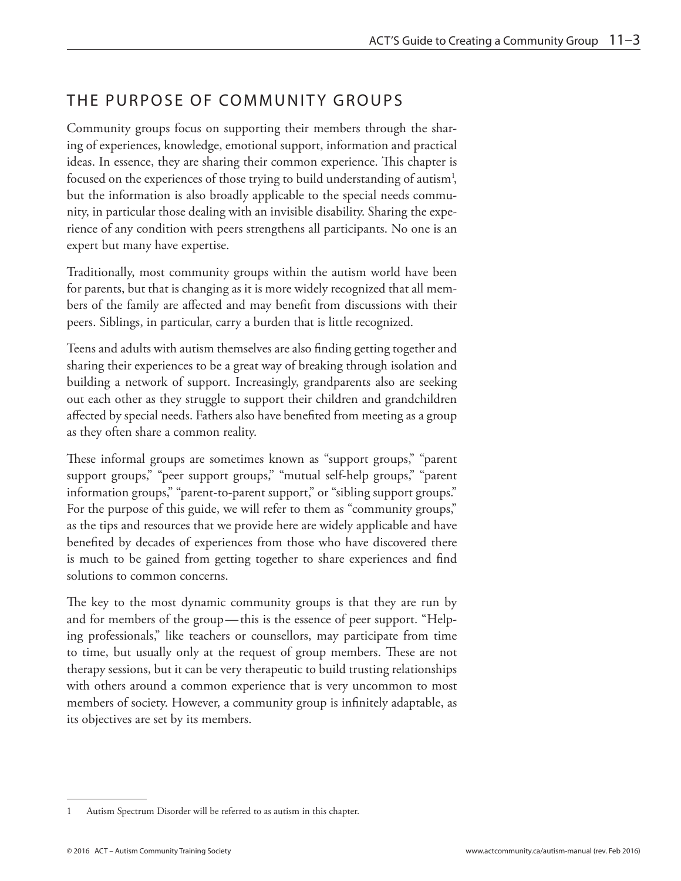## THE PURPOSE OF COMMUNITY GROUPS

Community groups focus on supporting their members through the sharing of experiences, knowledge, emotional support, information and practical ideas. In essence, they are sharing their common experience. This chapter is focused on the experiences of those trying to build understanding of autism[1], but the information is also broadly applicable to the special needs community, in particular those dealing with an invisible disability. Sharing the experience of any condition with peers strengthens all participants. No one is an expert but many have expertise.

Traditionally, most community groups within the autism world have been for parents, but that is changing as it is more widely recognized that all members of the family are affected and may benefit from discussions with their peers. Siblings, in particular, carry a burden that is little recognized.

Teens and adults with autism themselves are also finding getting together and sharing their experiences to be a great way of breaking through isolation and building a network of support. Increasingly, grandparents also are seeking out each other as they struggle to support their children and grandchildren affected by special needs. Fathers also have benefited from meeting as a group as they often share a common reality.

These informal groups are sometimes known as "support groups," "parent support groups," "peer support groups," "mutual self-help groups," "parent information groups," "parent-to-parent support," or "sibling support groups." For the purpose of this guide, we will refer to them as "community groups," as the tips and resources that we provide here are widely applicable and have benefited by decades of experiences from those who have discovered there is much to be gained from getting together to share experiences and find solutions to common concerns.

The key to the most dynamic community groups is that they are run by and for members of the group — this is the essence of peer support. "Helping professionals," like teachers or counsellors, may participate from time to time, but usually only at the request of group members. These are not therapy sessions, but it can be very therapeutic to build trusting relationships with others around a common experience that is very uncommon to most members of society. However, a community group is infinitely adaptable, as its objectives are set by its members.

---

1 Autism Spectrum Disorder will be referred to as autism in this chapter.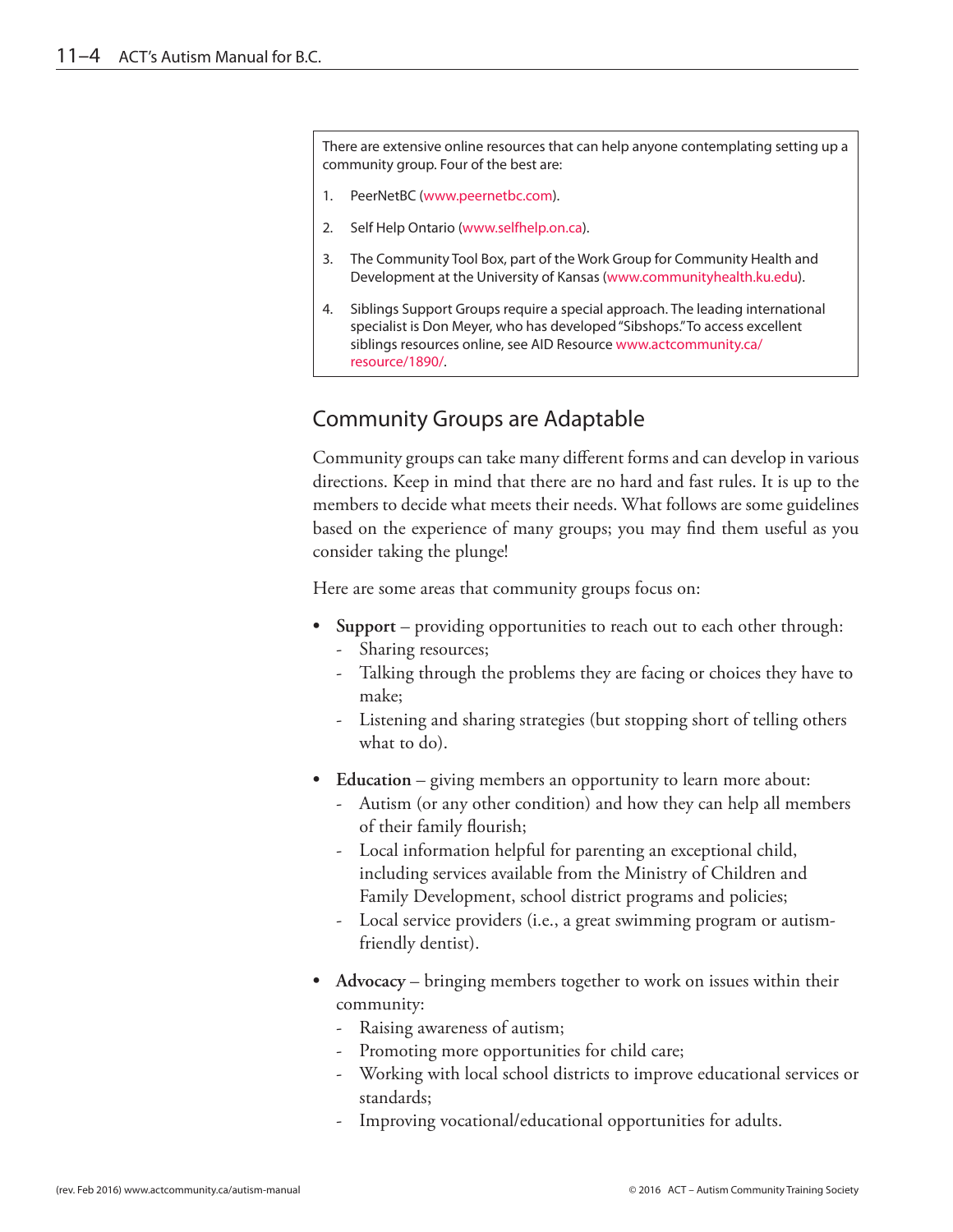There are extensive online resources that can help anyone contemplating setting up a community group. Four of the best are:

1. PeerNetBC (www.peernetbc.com).
2. Self Help Ontario (www.selfhelp.on.ca).
3. The Community Tool Box, part of the Work Group for Community Health and Development at the University of Kansas (www.communityhealth.ku.edu).
4. Siblings Support Groups require a special approach. The leading international specialist is Don Meyer, who has developed "Sibshops." To access excellent siblings resources online, see AID Resource www.actcommunity.ca/resource/1890/.

## Community Groups are Adaptable

Community groups can take many different forms and can develop in various directions. Keep in mind that there are no hard and fast rules. It is up to the members to decide what meets their needs. What follows are some guidelines based on the experience of many groups; you may find them useful as you consider taking the plunge!

Here are some areas that community groups focus on:

- **Support** – providing opportunities to reach out to each other through:
  - Sharing resources;
  - Talking through the problems they are facing or choices they have to make;
  - Listening and sharing strategies (but stopping short of telling others what to do).
- **Education** – giving members an opportunity to learn more about:
  - Autism (or any other condition) and how they can help all members of their family flourish;
  - Local information helpful for parenting an exceptional child, including services available from the Ministry of Children and Family Development, school district programs and policies;
  - Local service providers (i.e., a great swimming program or autism-friendly dentist).
- **Advocacy** – bringing members together to work on issues within their community:
  - Raising awareness of autism;
  - Promoting more opportunities for child care;
  - Working with local school districts to improve educational services or standards;
  - Improving vocational/educational opportunities for adults.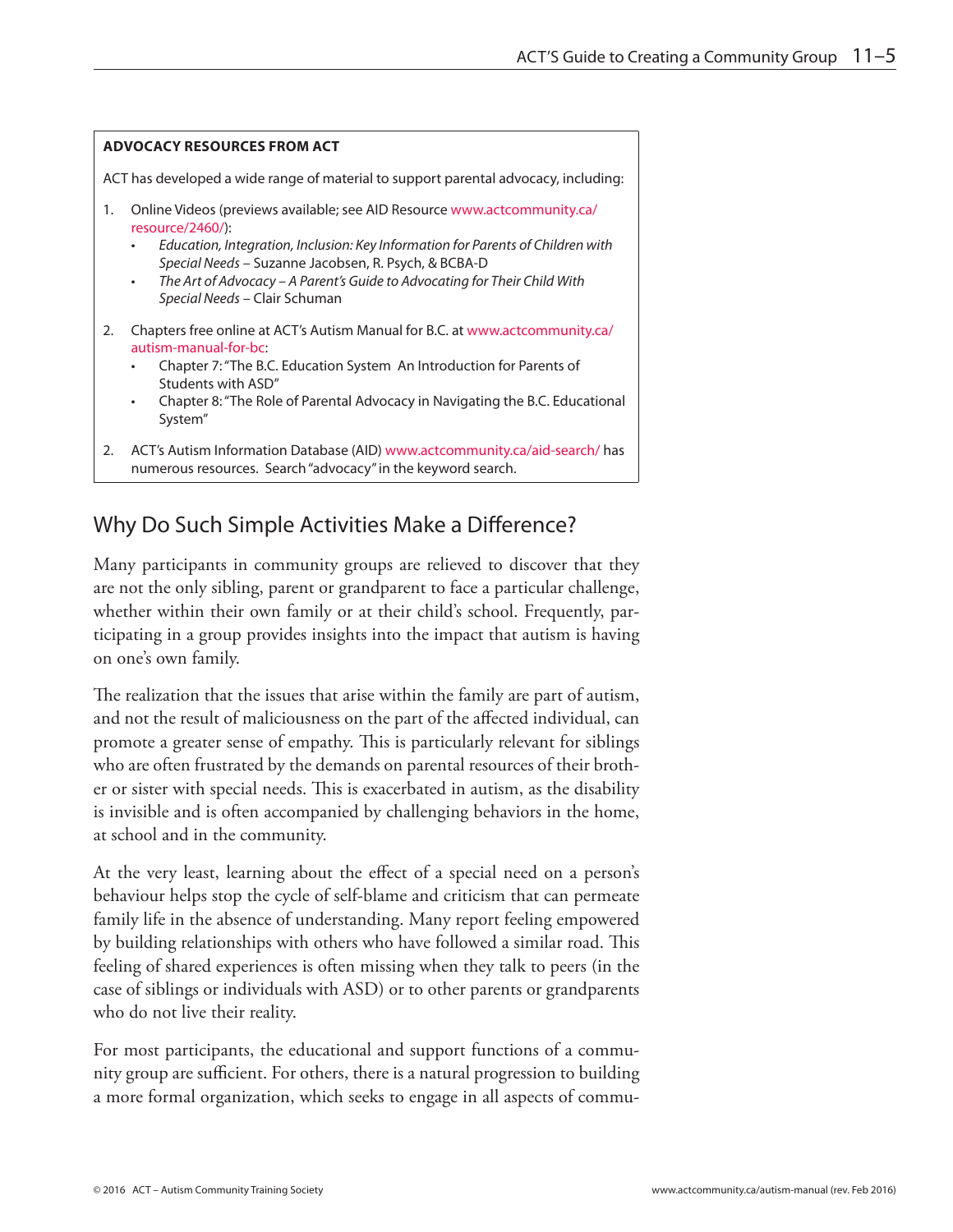**ADVOCACY RESOURCES FROM ACT**

ACT has developed a wide range of material to support parental advocacy, including:

1. Online Videos (previews available; see AID Resource www.actcommunity.ca/resource/2460/):
   - *Education, Integration, Inclusion: Key Information for Parents of Children with Special Needs* – Suzanne Jacobsen, R. Psych, & BCBA-D
   - *The Art of Advocacy – A Parent's Guide to Advocating for Their Child With Special Needs* – Clair Schuman

2. Chapters free online at ACT's Autism Manual for B.C. at www.actcommunity.ca/autism-manual-for-bc:
   - Chapter 7: "The B.C. Education System  An Introduction for Parents of Students with ASD"
   - Chapter 8: "The Role of Parental Advocacy in Navigating the B.C. Educational System"

2. ACT's Autism Information Database (AID) www.actcommunity.ca/aid-search/ has numerous resources. Search "advocacy" in the keyword search.

## Why Do Such Simple Activities Make a Difference?

Many participants in community groups are relieved to discover that they are not the only sibling, parent or grandparent to face a particular challenge, whether within their own family or at their child's school. Frequently, participating in a group provides insights into the impact that autism is having on one's own family.

The realization that the issues that arise within the family are part of autism, and not the result of maliciousness on the part of the affected individual, can promote a greater sense of empathy. This is particularly relevant for siblings who are often frustrated by the demands on parental resources of their brother or sister with special needs. This is exacerbated in autism, as the disability is invisible and is often accompanied by challenging behaviors in the home, at school and in the community.

At the very least, learning about the effect of a special need on a person's behaviour helps stop the cycle of self-blame and criticism that can permeate family life in the absence of understanding. Many report feeling empowered by building relationships with others who have followed a similar road. This feeling of shared experiences is often missing when they talk to peers (in the case of siblings or individuals with ASD) or to other parents or grandparents who do not live their reality.

For most participants, the educational and support functions of a community group are sufficient. For others, there is a natural progression to building a more formal organization, which seeks to engage in all aspects of commu-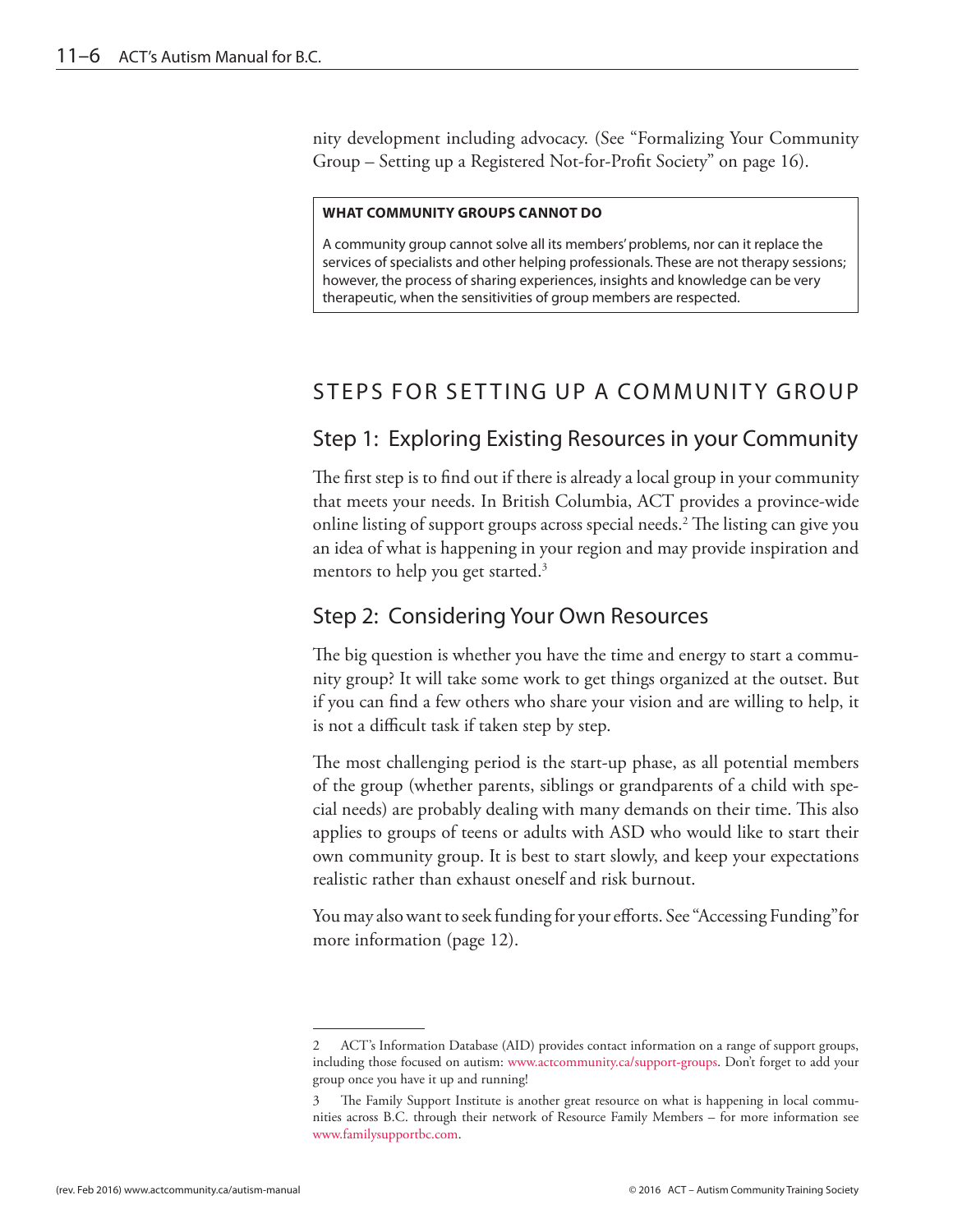nity development including advocacy. (See "Formalizing Your Community Group – Setting up a Registered Not-for-Profit Society" on page 16).

> **WHAT COMMUNITY GROUPS CANNOT DO**
>
> A community group cannot solve all its members' problems, nor can it replace the services of specialists and other helping professionals. These are not therapy sessions; however, the process of sharing experiences, insights and knowledge can be very therapeutic, when the sensitivities of group members are respected.

## STEPS FOR SETTING UP A COMMUNITY GROUP

### Step 1: Exploring Existing Resources in your Community

The first step is to find out if there is already a local group in your community that meets your needs. In British Columbia, ACT provides a province-wide online listing of support groups across special needs.[2] The listing can give you an idea of what is happening in your region and may provide inspiration and mentors to help you get started.[3]

### Step 2: Considering Your Own Resources

The big question is whether you have the time and energy to start a community group? It will take some work to get things organized at the outset. But if you can find a few others who share your vision and are willing to help, it is not a difficult task if taken step by step.

The most challenging period is the start-up phase, as all potential members of the group (whether parents, siblings or grandparents of a child with special needs) are probably dealing with many demands on their time. This also applies to groups of teens or adults with ASD who would like to start their own community group. It is best to start slowly, and keep your expectations realistic rather than exhaust oneself and risk burnout.

You may also want to seek funding for your efforts. See "Accessing Funding" for more information (page 12).

---

2 ACT's Information Database (AID) provides contact information on a range of support groups, including those focused on autism: www.actcommunity.ca/support-groups. Don't forget to add your group once you have it up and running!

3 The Family Support Institute is another great resource on what is happening in local communities across B.C. through their network of Resource Family Members – for more information see www.familysupportbc.com.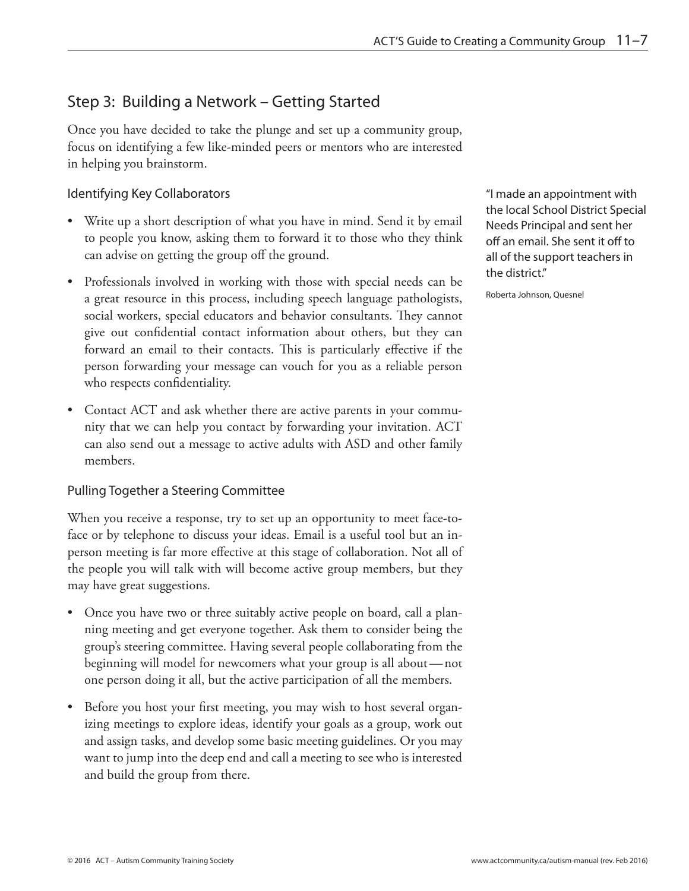## Step 3: Building a Network – Getting Started

Once you have decided to take the plunge and set up a community group, focus on identifying a few like-minded peers or mentors who are interested in helping you brainstorm.

### Identifying Key Collaborators

- Write up a short description of what you have in mind. Send it by email to people you know, asking them to forward it to those who they think can advise on getting the group off the ground.
- Professionals involved in working with those with special needs can be a great resource in this process, including speech language pathologists, social workers, special educators and behavior consultants. They cannot give out confidential contact information about others, but they can forward an email to their contacts. This is particularly effective if the person forwarding your message can vouch for you as a reliable person who respects confidentiality.
- Contact ACT and ask whether there are active parents in your community that we can help you contact by forwarding your invitation. ACT can also send out a message to active adults with ASD and other family members.

"I made an appointment with the local School District Special Needs Principal and sent her off an email. She sent it off to all of the support teachers in the district."

Roberta Johnson, Quesnel

### Pulling Together a Steering Committee

When you receive a response, try to set up an opportunity to meet face-to-face or by telephone to discuss your ideas. Email is a useful tool but an in-person meeting is far more effective at this stage of collaboration. Not all of the people you will talk with will become active group members, but they may have great suggestions.

- Once you have two or three suitably active people on board, call a planning meeting and get everyone together. Ask them to consider being the group's steering committee. Having several people collaborating from the beginning will model for newcomers what your group is all about — not one person doing it all, but the active participation of all the members.
- Before you host your first meeting, you may wish to host several organizing meetings to explore ideas, identify your goals as a group, work out and assign tasks, and develop some basic meeting guidelines. Or you may want to jump into the deep end and call a meeting to see who is interested and build the group from there.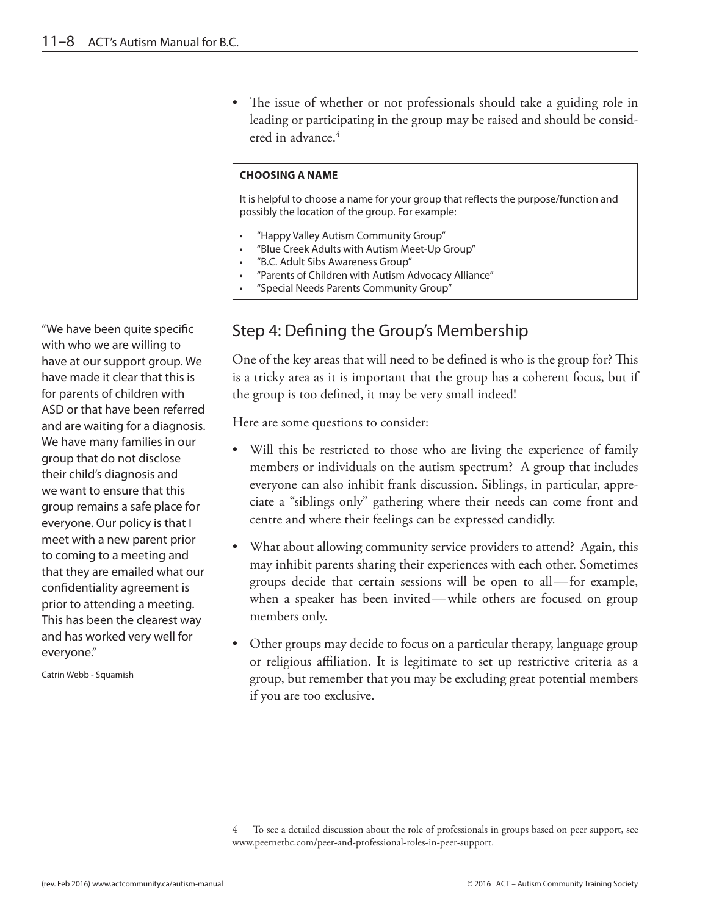- The issue of whether or not professionals should take a guiding role in leading or participating in the group may be raised and should be considered in advance.[4]

**CHOOSING A NAME**

It is helpful to choose a name for your group that reflects the purpose/function and possibly the location of the group. For example:

- "Happy Valley Autism Community Group"
- "Blue Creek Adults with Autism Meet-Up Group"
- "B.C. Adult Sibs Awareness Group"
- "Parents of Children with Autism Advocacy Alliance"
- "Special Needs Parents Community Group"

## Step 4: Defining the Group's Membership

One of the key areas that will need to be defined is who is the group for? This is a tricky area as it is important that the group has a coherent focus, but if the group is too defined, it may be very small indeed!

Here are some questions to consider:

- Will this be restricted to those who are living the experience of family members or individuals on the autism spectrum? A group that includes everyone can also inhibit frank discussion. Siblings, in particular, appreciate a "siblings only" gathering where their needs can come front and centre and where their feelings can be expressed candidly.
- What about allowing community service providers to attend? Again, this may inhibit parents sharing their experiences with each other. Sometimes groups decide that certain sessions will be open to all — for example, when a speaker has been invited — while others are focused on group members only.
- Other groups may decide to focus on a particular therapy, language group or religious affiliation. It is legitimate to set up restrictive criteria as a group, but remember that you may be excluding great potential members if you are too exclusive.

"We have been quite specific with who we are willing to have at our support group. We have made it clear that this is for parents of children with ASD or that have been referred and are waiting for a diagnosis. We have many families in our group that do not disclose their child's diagnosis and we want to ensure that this group remains a safe place for everyone. Our policy is that I meet with a new parent prior to coming to a meeting and that they are emailed what our confidentiality agreement is prior to attending a meeting. This has been the clearest way and has worked very well for everyone."

Catrin Webb - Squamish

---

4 To see a detailed discussion about the role of professionals in groups based on peer support, see www.peernetbc.com/peer-and-professional-roles-in-peer-support.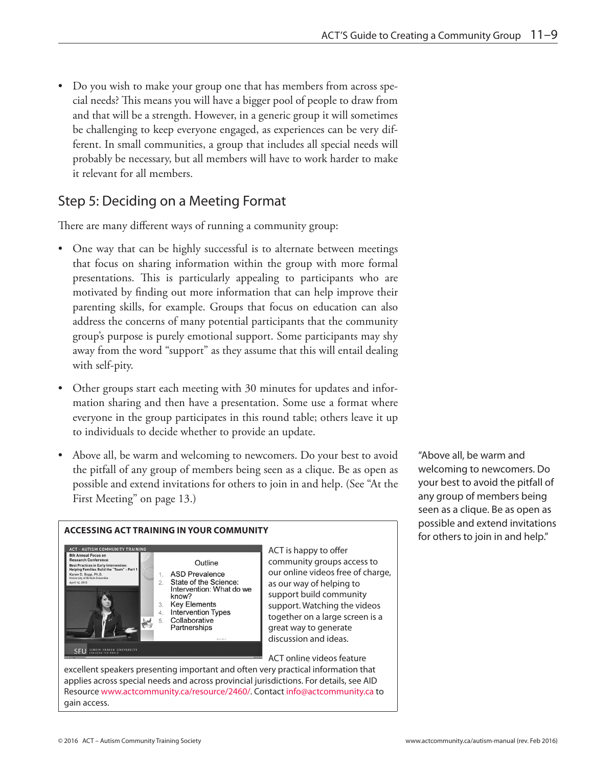- Do you wish to make your group one that has members from across special needs? This means you will have a bigger pool of people to draw from and that will be a strength. However, in a generic group it will sometimes be challenging to keep everyone engaged, as experiences can be very different. In small communities, a group that includes all special needs will probably be necessary, but all members will have to work harder to make it relevant for all members.

## Step 5: Deciding on a Meeting Format

There are many different ways of running a community group:

- One way that can be highly successful is to alternate between meetings that focus on sharing information within the group with more formal presentations. This is particularly appealing to participants who are motivated by finding out more information that can help improve their parenting skills, for example. Groups that focus on education can also address the concerns of many potential participants that the community group's purpose is purely emotional support. Some participants may shy away from the word "support" as they assume that this will entail dealing with self-pity.
- Other groups start each meeting with 30 minutes for updates and information sharing and then have a presentation. Some use a format where everyone in the group participates in this round table; others leave it up to individuals to decide whether to provide an update.
- Above all, be warm and welcoming to newcomers. Do your best to avoid the pitfall of any group of members being seen as a clique. Be as open as possible and extend invitations for others to join in and help. (See "At the First Meeting" on page 13.)

"Above all, be warm and welcoming to newcomers. Do your best to avoid the pitfall of any group of members being seen as a clique. Be as open as possible and extend invitations for others to join in and help."

**ACCESSING ACT TRAINING IN YOUR COMMUNITY**

ACT is happy to offer community groups access to our online videos free of charge, as our way of helping to support build community support. Watching the videos together on a large screen is a great way to generate discussion and ideas.

ACT online videos feature excellent speakers presenting important and often very practical information that applies across special needs and across provincial jurisdictions. For details, see AID Resource www.actcommunity.ca/resource/2460/. Contact info@actcommunity.ca to gain access.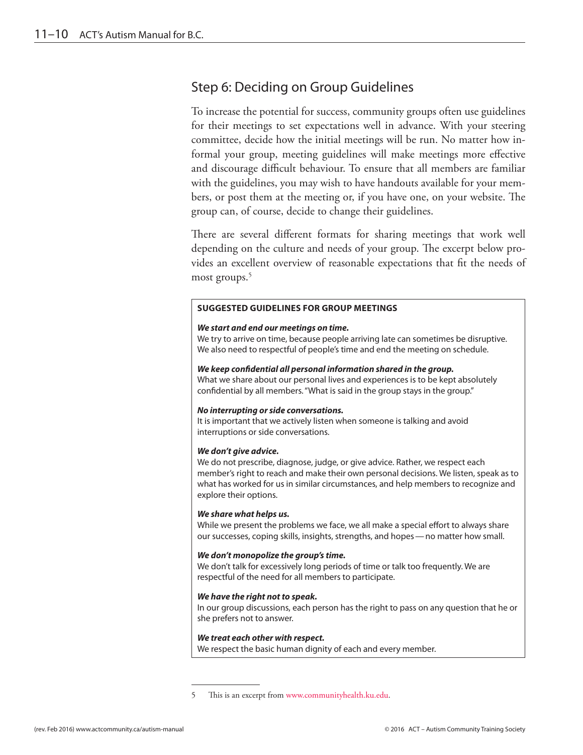## Step 6: Deciding on Group Guidelines

To increase the potential for success, community groups often use guidelines for their meetings to set expectations well in advance. With your steering committee, decide how the initial meetings will be run. No matter how informal your group, meeting guidelines will make meetings more effective and discourage difficult behaviour. To ensure that all members are familiar with the guidelines, you may wish to have handouts available for your members, or post them at the meeting or, if you have one, on your website. The group can, of course, decide to change their guidelines.

There are several different formats for sharing meetings that work well depending on the culture and needs of your group. The excerpt below provides an excellent overview of reasonable expectations that fit the needs of most groups.[5]

**SUGGESTED GUIDELINES FOR GROUP MEETINGS**

***We start and end our meetings on time.***
We try to arrive on time, because people arriving late can sometimes be disruptive. We also need to respectful of people's time and end the meeting on schedule.

***We keep confidential all personal information shared in the group.***
What we share about our personal lives and experiences is to be kept absolutely confidential by all members. "What is said in the group stays in the group."

***No interrupting or side conversations.***
It is important that we actively listen when someone is talking and avoid interruptions or side conversations.

***We don't give advice.***
We do not prescribe, diagnose, judge, or give advice. Rather, we respect each member's right to reach and make their own personal decisions. We listen, speak as to what has worked for us in similar circumstances, and help members to recognize and explore their options.

***We share what helps us.***
While we present the problems we face, we all make a special effort to always share our successes, coping skills, insights, strengths, and hopes — no matter how small.

***We don't monopolize the group's time.***
We don't talk for excessively long periods of time or talk too frequently. We are respectful of the need for all members to participate.

***We have the right not to speak.***
In our group discussions, each person has the right to pass on any question that he or she prefers not to answer.

***We treat each other with respect.***
We respect the basic human dignity of each and every member.

---

5 This is an excerpt from www.communityhealth.ku.edu.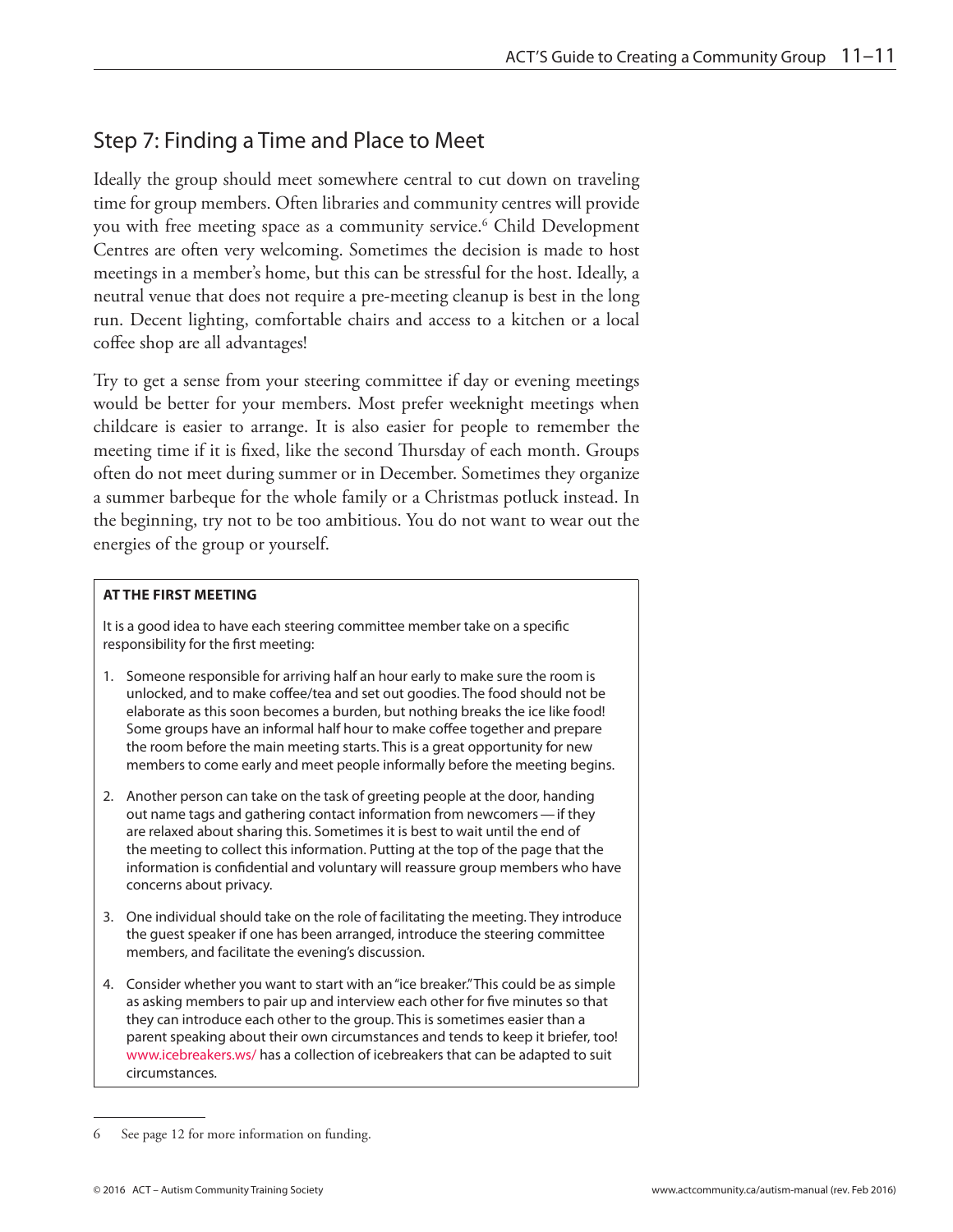## Step 7: Finding a Time and Place to Meet

Ideally the group should meet somewhere central to cut down on traveling time for group members. Often libraries and community centres will provide you with free meeting space as a community service.[6] Child Development Centres are often very welcoming. Sometimes the decision is made to host meetings in a member's home, but this can be stressful for the host. Ideally, a neutral venue that does not require a pre-meeting cleanup is best in the long run. Decent lighting, comfortable chairs and access to a kitchen or a local coffee shop are all advantages!

Try to get a sense from your steering committee if day or evening meetings would be better for your members. Most prefer weeknight meetings when childcare is easier to arrange. It is also easier for people to remember the meeting time if it is fixed, like the second Thursday of each month. Groups often do not meet during summer or in December. Sometimes they organize a summer barbeque for the whole family or a Christmas potluck instead. In the beginning, try not to be too ambitious. You do not want to wear out the energies of the group or yourself.

**AT THE FIRST MEETING**

It is a good idea to have each steering committee member take on a specific responsibility for the first meeting:

1. Someone responsible for arriving half an hour early to make sure the room is unlocked, and to make coffee/tea and set out goodies. The food should not be elaborate as this soon becomes a burden, but nothing breaks the ice like food! Some groups have an informal half hour to make coffee together and prepare the room before the main meeting starts. This is a great opportunity for new members to come early and meet people informally before the meeting begins.
2. Another person can take on the task of greeting people at the door, handing out name tags and gathering contact information from newcomers — if they are relaxed about sharing this. Sometimes it is best to wait until the end of the meeting to collect this information. Putting at the top of the page that the information is confidential and voluntary will reassure group members who have concerns about privacy.
3. One individual should take on the role of facilitating the meeting. They introduce the guest speaker if one has been arranged, introduce the steering committee members, and facilitate the evening's discussion.
4. Consider whether you want to start with an "ice breaker." This could be as simple as asking members to pair up and interview each other for five minutes so that they can introduce each other to the group. This is sometimes easier than a parent speaking about their own circumstances and tends to keep it briefer, too! www.icebreakers.ws/ has a collection of icebreakers that can be adapted to suit circumstances.

---

6 See page 12 for more information on funding.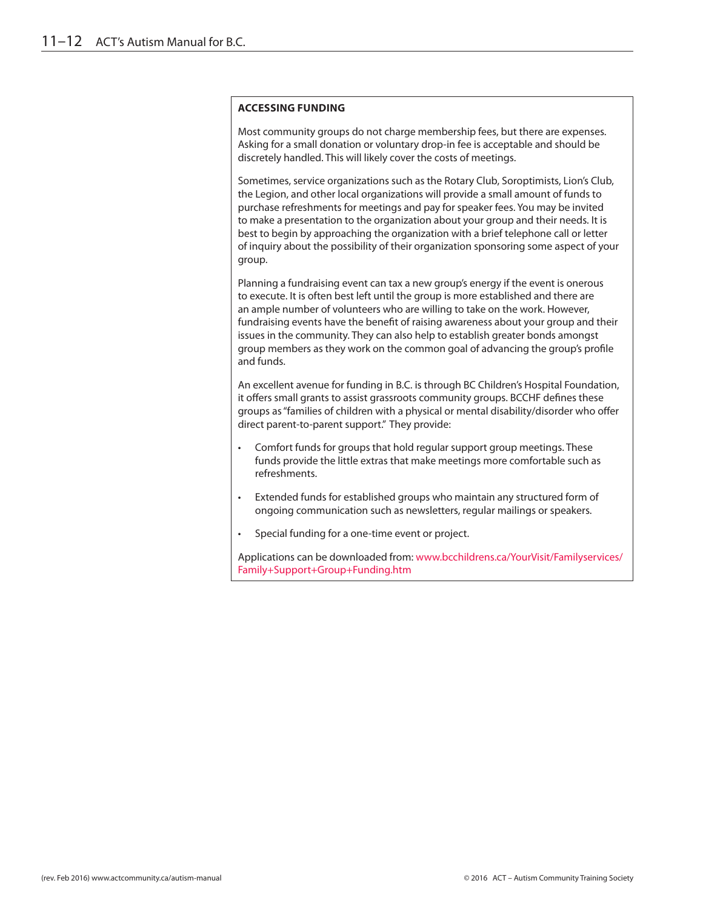## ACCESSING FUNDING

Most community groups do not charge membership fees, but there are expenses. Asking for a small donation or voluntary drop-in fee is acceptable and should be discretely handled. This will likely cover the costs of meetings.

Sometimes, service organizations such as the Rotary Club, Soroptimists, Lion's Club, the Legion, and other local organizations will provide a small amount of funds to purchase refreshments for meetings and pay for speaker fees. You may be invited to make a presentation to the organization about your group and their needs. It is best to begin by approaching the organization with a brief telephone call or letter of inquiry about the possibility of their organization sponsoring some aspect of your group.

Planning a fundraising event can tax a new group's energy if the event is onerous to execute. It is often best left until the group is more established and there are an ample number of volunteers who are willing to take on the work. However, fundraising events have the benefit of raising awareness about your group and their issues in the community. They can also help to establish greater bonds amongst group members as they work on the common goal of advancing the group's profile and funds.

An excellent avenue for funding in B.C. is through BC Children's Hospital Foundation, it offers small grants to assist grassroots community groups. BCCHF defines these groups as "families of children with a physical or mental disability/disorder who offer direct parent-to-parent support." They provide:

- Comfort funds for groups that hold regular support group meetings. These funds provide the little extras that make meetings more comfortable such as refreshments.
- Extended funds for established groups who maintain any structured form of ongoing communication such as newsletters, regular mailings or speakers.
- Special funding for a one-time event or project.

Applications can be downloaded from: www.bcchildrens.ca/YourVisit/Familyservices/Family+Support+Group+Funding.htm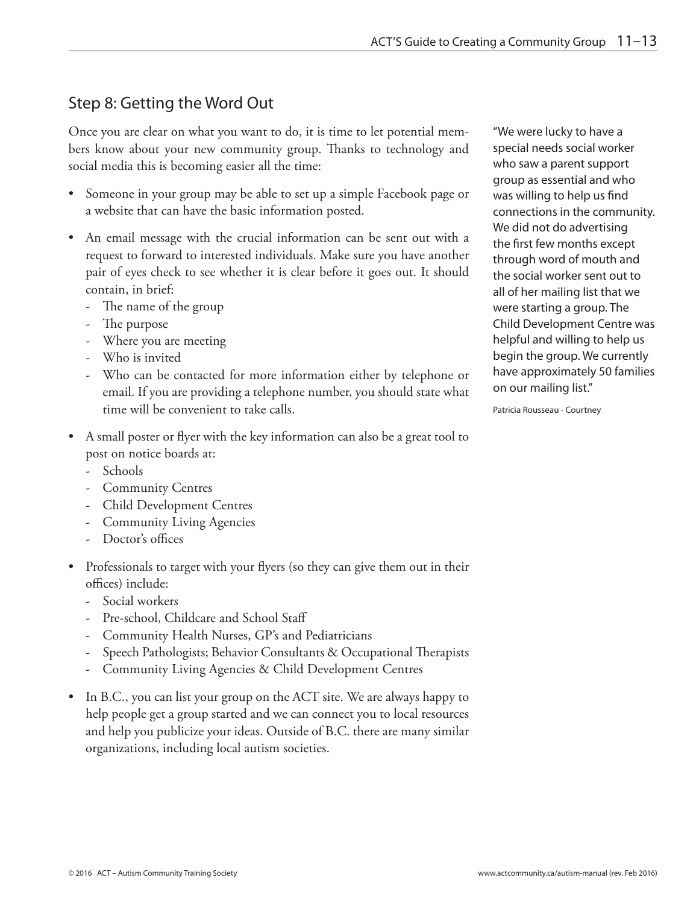## Step 8: Getting the Word Out

Once you are clear on what you want to do, it is time to let potential members know about your new community group. Thanks to technology and social media this is becoming easier all the time:

- Someone in your group may be able to set up a simple Facebook page or a website that can have the basic information posted.
- An email message with the crucial information can be sent out with a request to forward to interested individuals. Make sure you have another pair of eyes check to see whether it is clear before it goes out. It should contain, in brief:
  - The name of the group
  - The purpose
  - Where you are meeting
  - Who is invited
  - Who can be contacted for more information either by telephone or email. If you are providing a telephone number, you should state what time will be convenient to take calls.
- A small poster or flyer with the key information can also be a great tool to post on notice boards at:
  - Schools
  - Community Centres
  - Child Development Centres
  - Community Living Agencies
  - Doctor's offices
- Professionals to target with your flyers (so they can give them out in their offices) include:
  - Social workers
  - Pre-school, Childcare and School Staff
  - Community Health Nurses, GP's and Pediatricians
  - Speech Pathologists; Behavior Consultants & Occupational Therapists
  - Community Living Agencies & Child Development Centres
- In B.C., you can list your group on the ACT site. We are always happy to help people get a group started and we can connect you to local resources and help you publicize your ideas. Outside of B.C. there are many similar organizations, including local autism societies.

"We were lucky to have a special needs social worker who saw a parent support group as essential and who was willing to help us find connections in the community. We did not do advertising the first few months except through word of mouth and the social worker sent out to all of her mailing list that we were starting a group. The Child Development Centre was helpful and willing to help us begin the group. We currently have approximately 50 families on our mailing list."

Patricia Rousseau - Courtney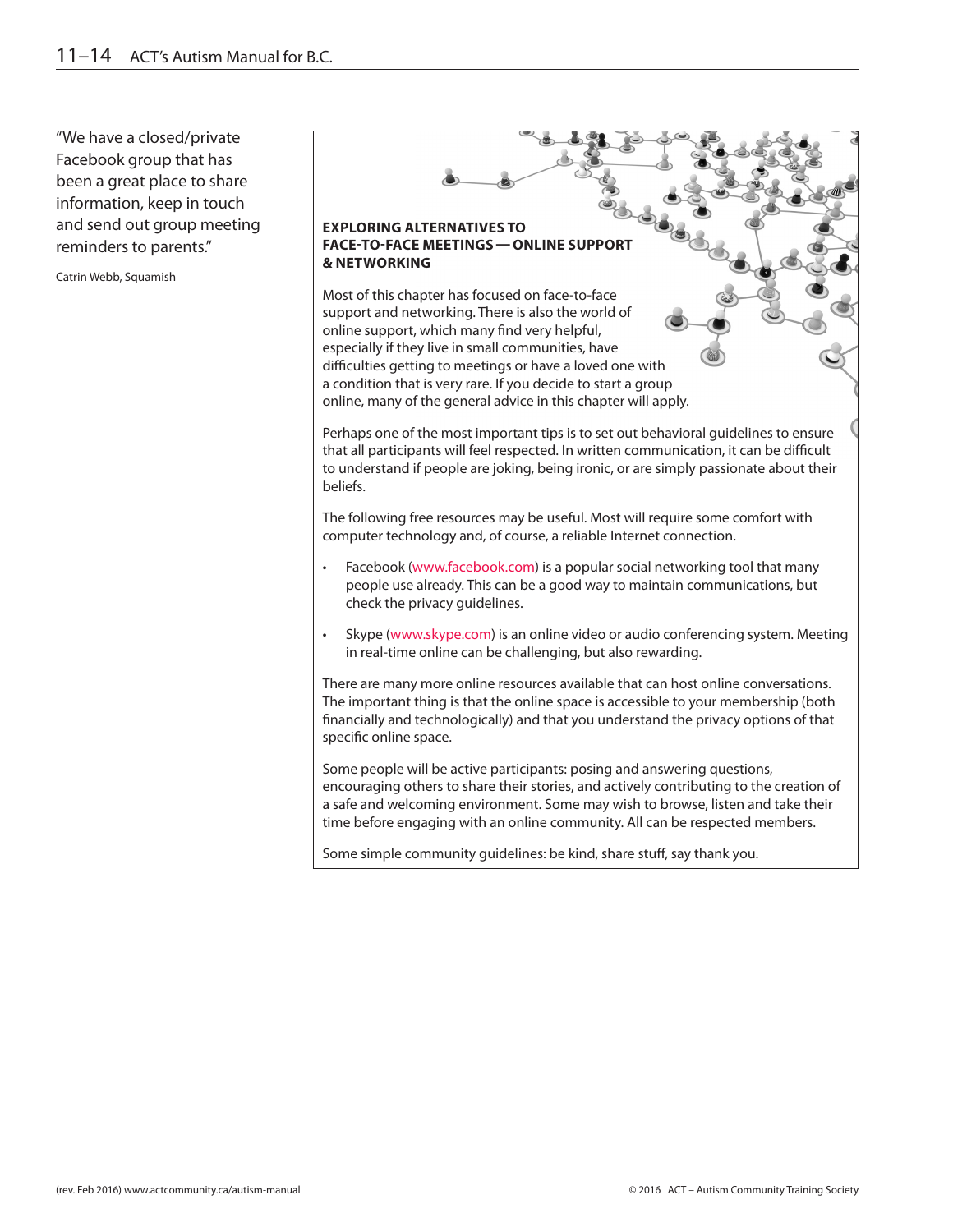"We have a closed/private Facebook group that has been a great place to share information, keep in touch and send out group meeting reminders to parents."

Catrin Webb, Squamish

## EXPLORING ALTERNATIVES TO FACE-TO-FACE MEETINGS — ONLINE SUPPORT & NETWORKING

Most of this chapter has focused on face-to-face support and networking. There is also the world of online support, which many find very helpful, especially if they live in small communities, have difficulties getting to meetings or have a loved one with a condition that is very rare. If you decide to start a group online, many of the general advice in this chapter will apply.

Perhaps one of the most important tips is to set out behavioral guidelines to ensure that all participants will feel respected. In written communication, it can be difficult to understand if people are joking, being ironic, or are simply passionate about their beliefs.

The following free resources may be useful. Most will require some comfort with computer technology and, of course, a reliable Internet connection.

- Facebook (www.facebook.com) is a popular social networking tool that many people use already. This can be a good way to maintain communications, but check the privacy guidelines.
- Skype (www.skype.com) is an online video or audio conferencing system. Meeting in real-time online can be challenging, but also rewarding.

There are many more online resources available that can host online conversations. The important thing is that the online space is accessible to your membership (both financially and technologically) and that you understand the privacy options of that specific online space.

Some people will be active participants: posing and answering questions, encouraging others to share their stories, and actively contributing to the creation of a safe and welcoming environment. Some may wish to browse, listen and take their time before engaging with an online community. All can be respected members.

Some simple community guidelines: be kind, share stuff, say thank you.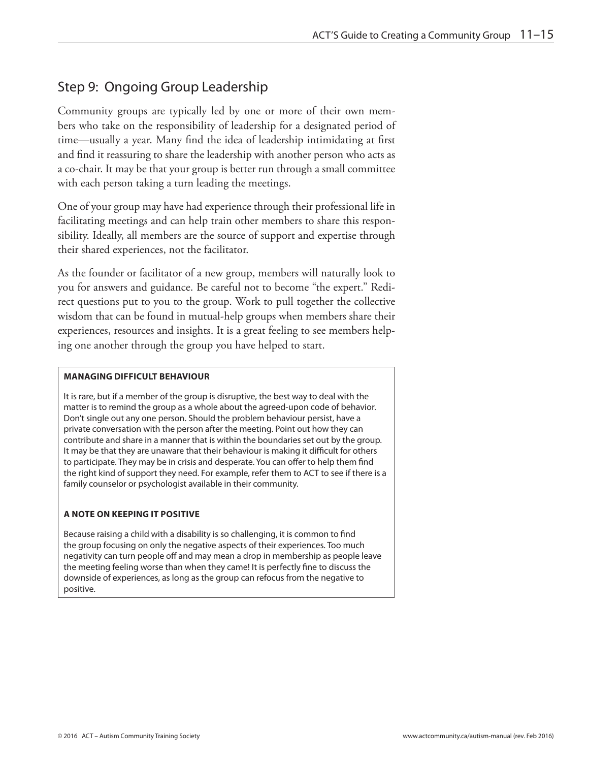## Step 9: Ongoing Group Leadership

Community groups are typically led by one or more of their own members who take on the responsibility of leadership for a designated period of time—usually a year. Many find the idea of leadership intimidating at first and find it reassuring to share the leadership with another person who acts as a co-chair. It may be that your group is better run through a small committee with each person taking a turn leading the meetings.

One of your group may have had experience through their professional life in facilitating meetings and can help train other members to share this responsibility. Ideally, all members are the source of support and expertise through their shared experiences, not the facilitator.

As the founder or facilitator of a new group, members will naturally look to you for answers and guidance. Be careful not to become "the expert." Redirect questions put to you to the group. Work to pull together the collective wisdom that can be found in mutual-help groups when members share their experiences, resources and insights. It is a great feeling to see members helping one another through the group you have helped to start.

**MANAGING DIFFICULT BEHAVIOUR**

It is rare, but if a member of the group is disruptive, the best way to deal with the matter is to remind the group as a whole about the agreed-upon code of behavior. Don't single out any one person. Should the problem behaviour persist, have a private conversation with the person after the meeting. Point out how they can contribute and share in a manner that is within the boundaries set out by the group. It may be that they are unaware that their behaviour is making it difficult for others to participate. They may be in crisis and desperate. You can offer to help them find the right kind of support they need. For example, refer them to ACT to see if there is a family counselor or psychologist available in their community.

**A NOTE ON KEEPING IT POSITIVE**

Because raising a child with a disability is so challenging, it is common to find the group focusing on only the negative aspects of their experiences. Too much negativity can turn people off and may mean a drop in membership as people leave the meeting feeling worse than when they came! It is perfectly fine to discuss the downside of experiences, as long as the group can refocus from the negative to positive.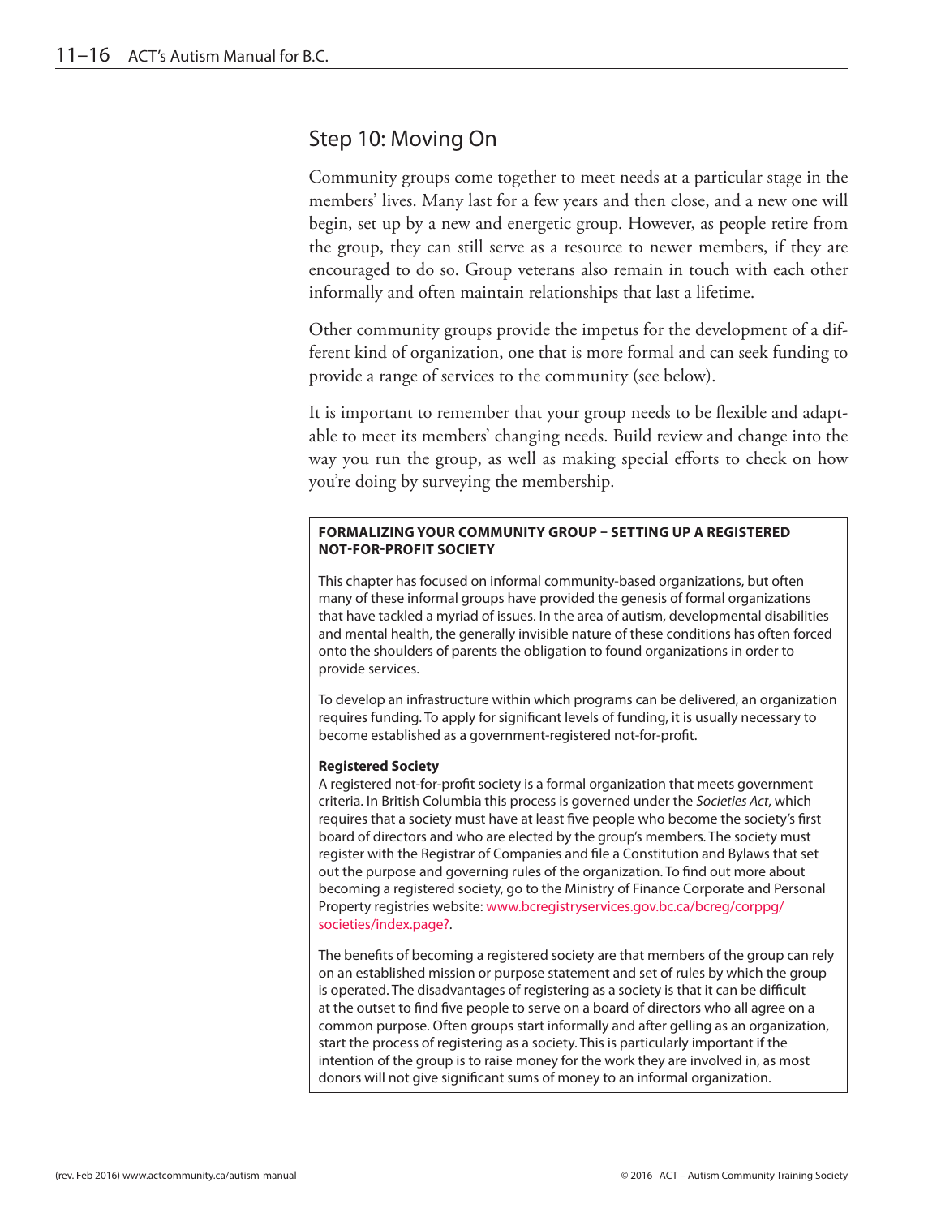## Step 10: Moving On

Community groups come together to meet needs at a particular stage in the members' lives. Many last for a few years and then close, and a new one will begin, set up by a new and energetic group. However, as people retire from the group, they can still serve as a resource to newer members, if they are encouraged to do so. Group veterans also remain in touch with each other informally and often maintain relationships that last a lifetime.

Other community groups provide the impetus for the development of a different kind of organization, one that is more formal and can seek funding to provide a range of services to the community (see below).

It is important to remember that your group needs to be flexible and adaptable to meet its members' changing needs. Build review and change into the way you run the group, as well as making special efforts to check on how you're doing by surveying the membership.

**FORMALIZING YOUR COMMUNITY GROUP – SETTING UP A REGISTERED NOT-FOR-PROFIT SOCIETY**

This chapter has focused on informal community-based organizations, but often many of these informal groups have provided the genesis of formal organizations that have tackled a myriad of issues. In the area of autism, developmental disabilities and mental health, the generally invisible nature of these conditions has often forced onto the shoulders of parents the obligation to found organizations in order to provide services.

To develop an infrastructure within which programs can be delivered, an organization requires funding. To apply for significant levels of funding, it is usually necessary to become established as a government-registered not-for-profit.

**Registered Society**

A registered not-for-profit society is a formal organization that meets government criteria. In British Columbia this process is governed under the *Societies Act*, which requires that a society must have at least five people who become the society's first board of directors and who are elected by the group's members. The society must register with the Registrar of Companies and file a Constitution and Bylaws that set out the purpose and governing rules of the organization. To find out more about becoming a registered society, go to the Ministry of Finance Corporate and Personal Property registries website: www.bcregistryservices.gov.bc.ca/bcreg/corppg/societies/index.page?.

The benefits of becoming a registered society are that members of the group can rely on an established mission or purpose statement and set of rules by which the group is operated. The disadvantages of registering as a society is that it can be difficult at the outset to find five people to serve on a board of directors who all agree on a common purpose. Often groups start informally and after gelling as an organization, start the process of registering as a society. This is particularly important if the intention of the group is to raise money for the work they are involved in, as most donors will not give significant sums of money to an informal organization.